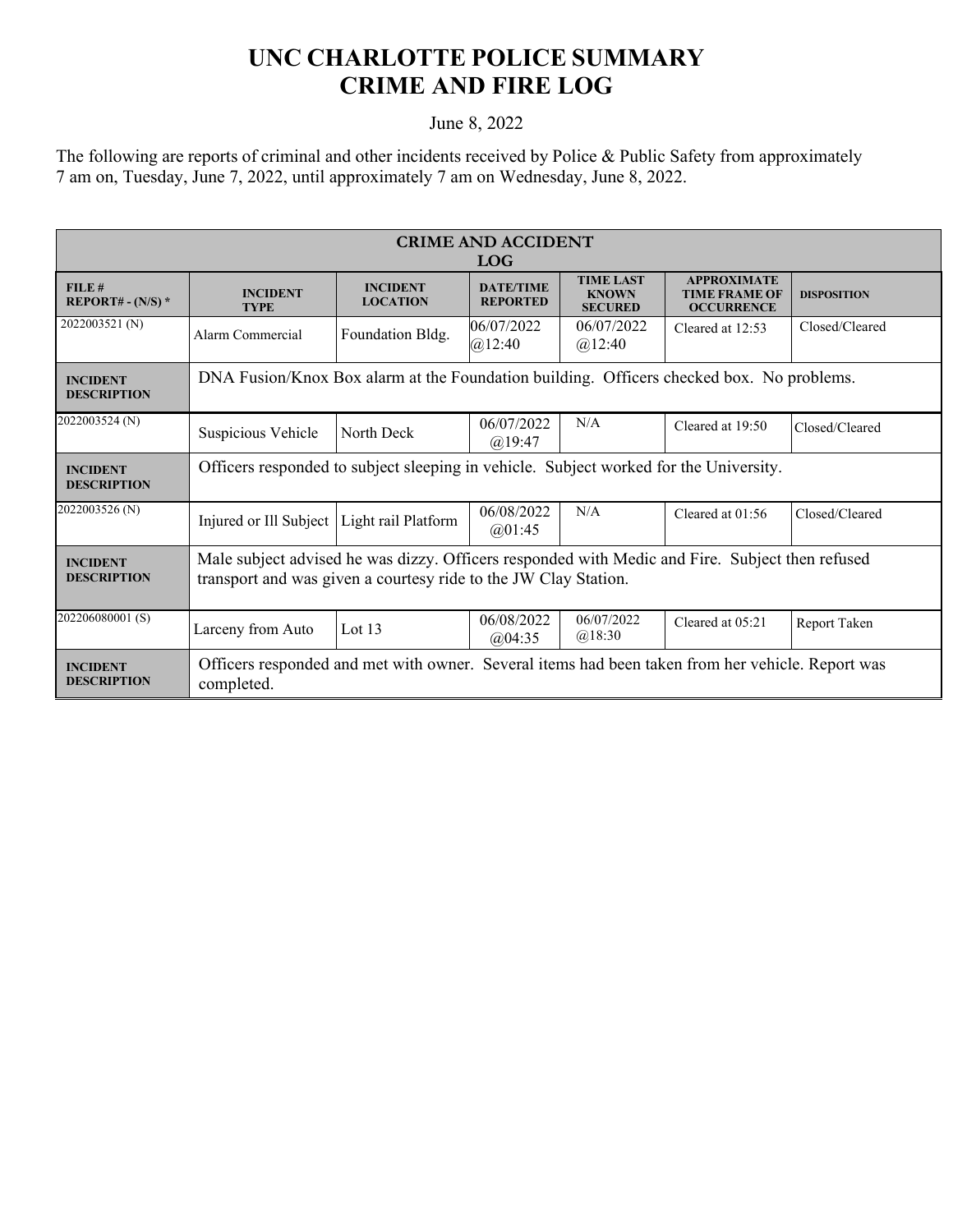# UNC CHARLOTTE POLICE SUMMARY
# CRIME AND FIRE LOG

June 8, 2022

The following are reports of criminal and other incidents received by Police & Public Safety from approximately 7 am on, Tuesday, June 7, 2022, until approximately 7 am on Wednesday, June 8, 2022.

| CRIME AND ACCIDENT LOG | | | | | | |
|---|---|---|---|---|---|---|
| **FILE # REPORT# - (N/S) *** | **INCIDENT TYPE** | **INCIDENT LOCATION** | **DATE/TIME REPORTED** | **TIME LAST KNOWN SECURED** | **APPROXIMATE TIME FRAME OF OCCURRENCE** | **DISPOSITION** |
| 2022003521 (N) | Alarm Commercial | Foundation Bldg. | 06/07/2022 @12:40 | 06/07/2022 @12:40 | Cleared at 12:53 | Closed/Cleared |
| **INCIDENT DESCRIPTION** | DNA Fusion/Knox Box alarm at the Foundation building. Officers checked box. No problems. | | | | | |
| 2022003524 (N) | Suspicious Vehicle | North Deck | 06/07/2022 @19:47 | N/A | Cleared at 19:50 | Closed/Cleared |
| **INCIDENT DESCRIPTION** | Officers responded to subject sleeping in vehicle. Subject worked for the University. | | | | | |
| 2022003526 (N) | Injured or Ill Subject | Light rail Platform | 06/08/2022 @01:45 | N/A | Cleared at 01:56 | Closed/Cleared |
| **INCIDENT DESCRIPTION** | Male subject advised he was dizzy. Officers responded with Medic and Fire. Subject then refused transport and was given a courtesy ride to the JW Clay Station. | | | | | |
| 202206080001 (S) | Larceny from Auto | Lot 13 | 06/08/2022 @04:35 | 06/07/2022 @18:30 | Cleared at 05:21 | Report Taken |
| **INCIDENT DESCRIPTION** | Officers responded and met with owner. Several items had been taken from her vehicle. Report was completed. | | | | | |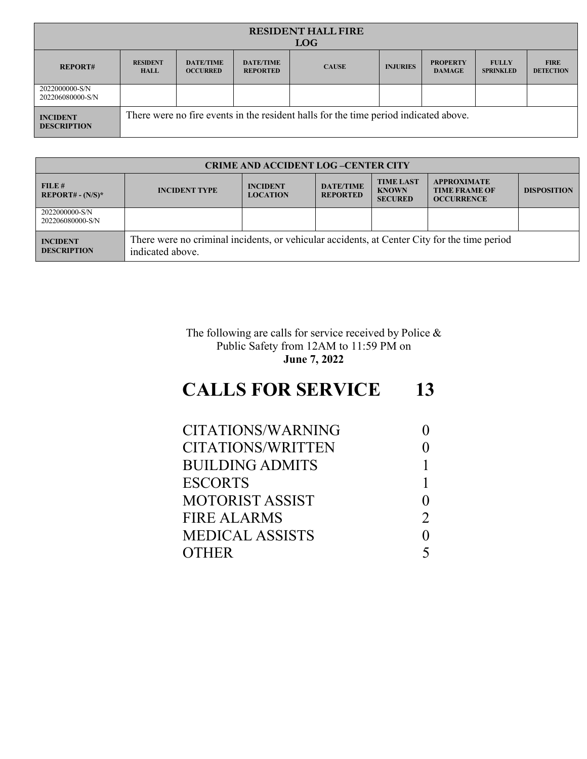| RESIDENT HALL FIRE LOG | | | | | | | | |
|---|---|---|---|---|---|---|---|---|
| **REPORT#** | **RESIDENT HALL** | **DATE/TIME OCCURRED** | **DATE/TIME REPORTED** | **CAUSE** | **INJURIES** | **PROPERTY DAMAGE** | **FULLY SPRINKLED** | **FIRE DETECTION** |
| 2022000000-S/N 202206080000-S/N | | | | | | | | |
| **INCIDENT DESCRIPTION** | There were no fire events in the resident halls for the time period indicated above. | | | | | | | |

| CRIME AND ACCIDENT LOG –CENTER CITY | | | | | | |
|---|---|---|---|---|---|---|
| **FILE # REPORT# - (N/S)*** | **INCIDENT TYPE** | **INCIDENT LOCATION** | **DATE/TIME REPORTED** | **TIME LAST KNOWN SECURED** | **APPROXIMATE TIME FRAME OF OCCURRENCE** | **DISPOSITION** |
| 2022000000-S/N 202206080000-S/N | | | | | | |
| **INCIDENT DESCRIPTION** | There were no criminal incidents, or vehicular accidents, at Center City for the time period indicated above. | | | | | |

The following are calls for service received by Police & Public Safety from 12AM to 11:59 PM on
**June 7, 2022**

# CALLS FOR SERVICE 13

| | |
|---|---|
| CITATIONS/WARNING | 0 |
| CITATIONS/WRITTEN | 0 |
| BUILDING ADMITS | 1 |
| ESCORTS | 1 |
| MOTORIST ASSIST | 0 |
| FIRE ALARMS | 2 |
| MEDICAL ASSISTS | 0 |
| OTHER | 5 |